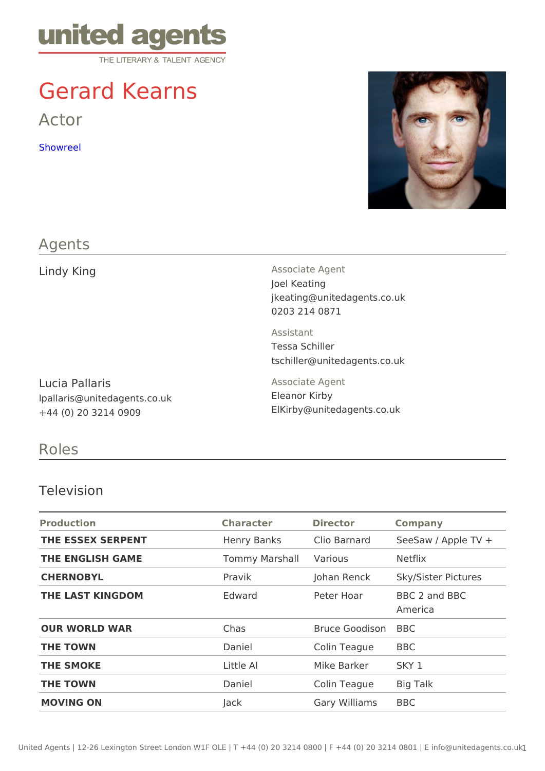united agents
THE LITERARY & TALENT AGENCY

# Gerard Kearns

## Actor

Showreel

## Agents

Lindy King

Associate Agent
Joel Keating
jkeating@unitedagents.co.uk
0203 214 0871

Assistant
Tessa Schiller
tschiller@unitedagents.co.uk

Lucia Pallaris
lpallaris@unitedagents.co.uk
+44 (0) 20 3214 0909

Associate Agent
Eleanor Kirby
ElKirby@unitedagents.co.uk

## Roles

### Television

| Production | Character | Director | Company |
|---|---|---|---|
| **THE ESSEX SERPENT** | Henry Banks | Clio Barnard | SeeSaw / Apple TV + |
| **THE ENGLISH GAME** | Tommy Marshall | Various | Netflix |
| **CHERNOBYL** | Pravik | Johan Renck | Sky/Sister Pictures |
| **THE LAST KINGDOM** | Edward | Peter Hoar | BBC 2 and BBC America |
| **OUR WORLD WAR** | Chas | Bruce Goodison | BBC |
| **THE TOWN** | Daniel | Colin Teague | BBC |
| **THE SMOKE** | Little Al | Mike Barker | SKY 1 |
| **THE TOWN** | Daniel | Colin Teague | Big Talk |
| **MOVING ON** | Jack | Gary Williams | BBC |

United Agents | 12-26 Lexington Street London W1F OLE | T +44 (0) 20 3214 0800 | F +44 (0) 20 3214 0801 | E info@unitedagents.co.uk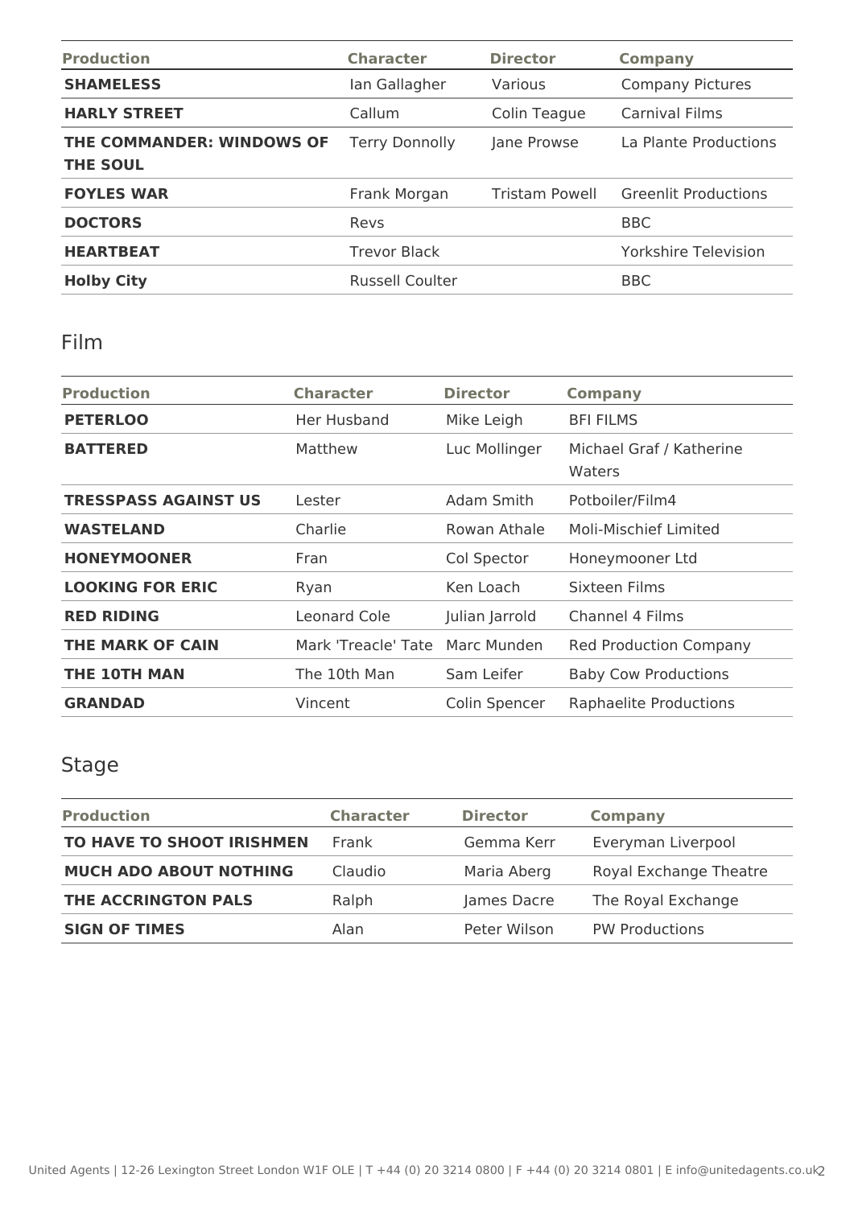| Production | Character | Director | Company |
|---|---|---|---|
| **SHAMELESS** | Ian Gallagher | Various | Company Pictures |
| **HARLY STREET** | Callum | Colin Teague | Carnival Films |
| **THE COMMANDER: WINDOWS OF THE SOUL** | Terry Donnolly | Jane Prowse | La Plante Productions |
| **FOYLES WAR** | Frank Morgan | Tristam Powell | Greenlit Productions |
| **DOCTORS** | Revs | | BBC |
| **HEARTBEAT** | Trevor Black | | Yorkshire Television |
| **Holby City** | Russell Coulter | | BBC |

## Film

| Production | Character | Director | Company |
|---|---|---|---|
| **PETERLOO** | Her Husband | Mike Leigh | BFI FILMS |
| **BATTERED** | Matthew | Luc Mollinger | Michael Graf / Katherine Waters |
| **TRESSPASS AGAINST US** | Lester | Adam Smith | Potboiler/Film4 |
| **WASTELAND** | Charlie | Rowan Athale | Moli-Mischief Limited |
| **HONEYMOONER** | Fran | Col Spector | Honeymooner Ltd |
| **LOOKING FOR ERIC** | Ryan | Ken Loach | Sixteen Films |
| **RED RIDING** | Leonard Cole | Julian Jarrold | Channel 4 Films |
| **THE MARK OF CAIN** | Mark 'Treacle' Tate | Marc Munden | Red Production Company |
| **THE 10TH MAN** | The 10th Man | Sam Leifer | Baby Cow Productions |
| **GRANDAD** | Vincent | Colin Spencer | Raphaelite Productions |

## Stage

| Production | Character | Director | Company |
|---|---|---|---|
| **TO HAVE TO SHOOT IRISHMEN** | Frank | Gemma Kerr | Everyman Liverpool |
| **MUCH ADO ABOUT NOTHING** | Claudio | Maria Aberg | Royal Exchange Theatre |
| **THE ACCRINGTON PALS** | Ralph | James Dacre | The Royal Exchange |
| **SIGN OF TIMES** | Alan | Peter Wilson | PW Productions |